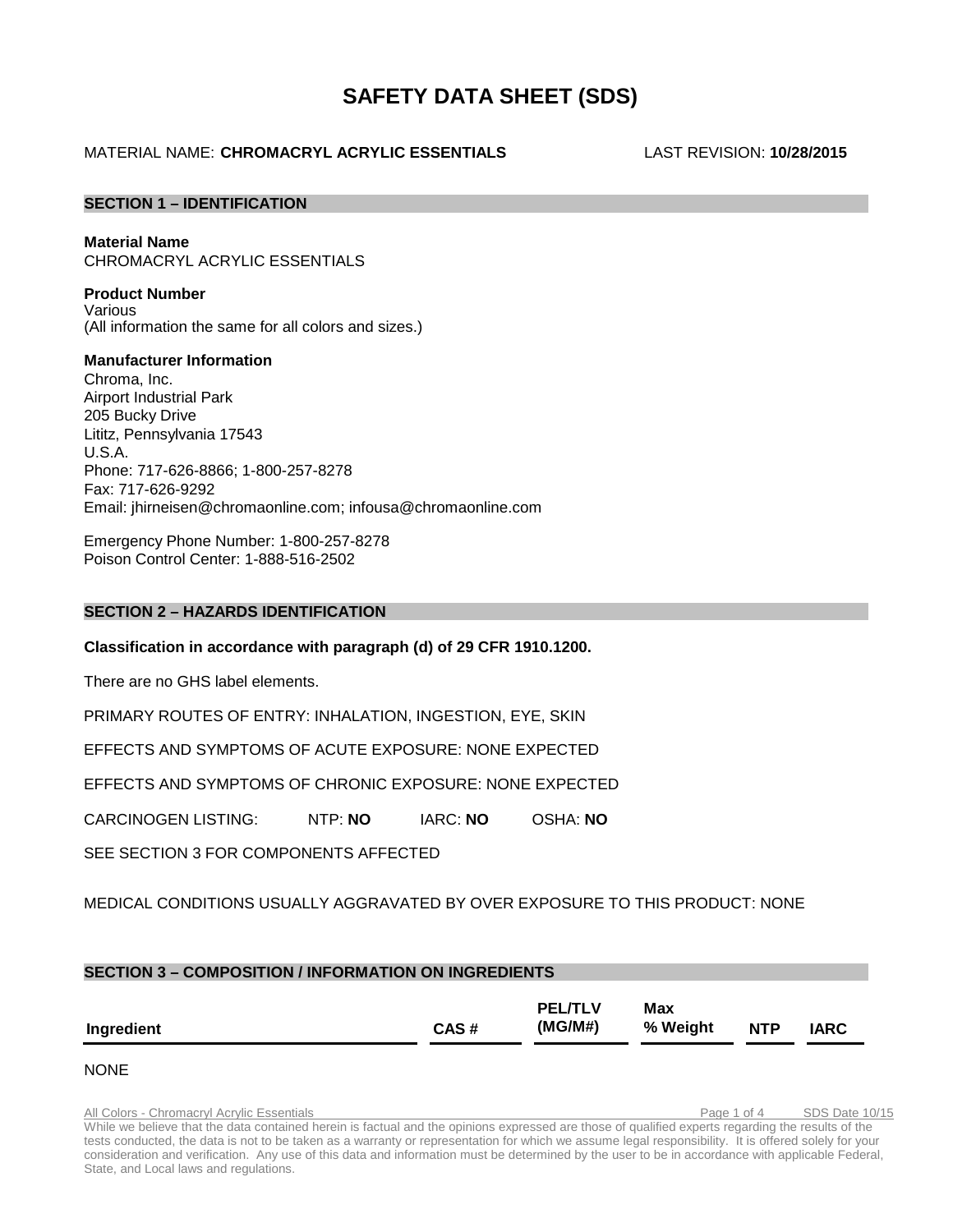# SAFETY DATA SHEET (SDS)

MATERIAL NAME: **CHROMACRYL ACRYLIC ESSENTIALS** LAST REVISION: **10/28/2015**

## SECTION 1 – IDENTIFICATION

**Material Name**
CHROMACRYL ACRYLIC ESSENTIALS

**Product Number**
Various
(All information the same for all colors and sizes.)

**Manufacturer Information**
Chroma, Inc.
Airport Industrial Park
205 Bucky Drive
Lititz, Pennsylvania 17543
U.S.A.
Phone: 717-626-8866; 1-800-257-8278
Fax: 717-626-9292
Email: jhirneisen@chromaonline.com; infousa@chromaonline.com

Emergency Phone Number: 1-800-257-8278
Poison Control Center: 1-888-516-2502

## SECTION 2 – HAZARDS IDENTIFICATION

**Classification in accordance with paragraph (d) of 29 CFR 1910.1200.**

There are no GHS label elements.

PRIMARY ROUTES OF ENTRY: INHALATION, INGESTION, EYE, SKIN

EFFECTS AND SYMPTOMS OF ACUTE EXPOSURE: NONE EXPECTED

EFFECTS AND SYMPTOMS OF CHRONIC EXPOSURE: NONE EXPECTED

CARCINOGEN LISTING: NTP: **NO** IARC: **NO** OSHA: **NO**

SEE SECTION 3 FOR COMPONENTS AFFECTED

MEDICAL CONDITIONS USUALLY AGGRAVATED BY OVER EXPOSURE TO THIS PRODUCT: NONE

## SECTION 3 – COMPOSITION / INFORMATION ON INGREDIENTS

| Ingredient | CAS # | PEL/TLV (MG/M#) | Max % Weight | NTP | IARC |
|---|---|---|---|---|---|

NONE

While we believe that the data contained herein is factual and the opinions expressed are those of qualified experts regarding the results of the tests conducted, the data is not to be taken as a warranty or representation for which we assume legal responsibility. It is offered solely for your consideration and verification. Any use of this data and information must be determined by the user to be in accordance with applicable Federal, State, and Local laws and regulations.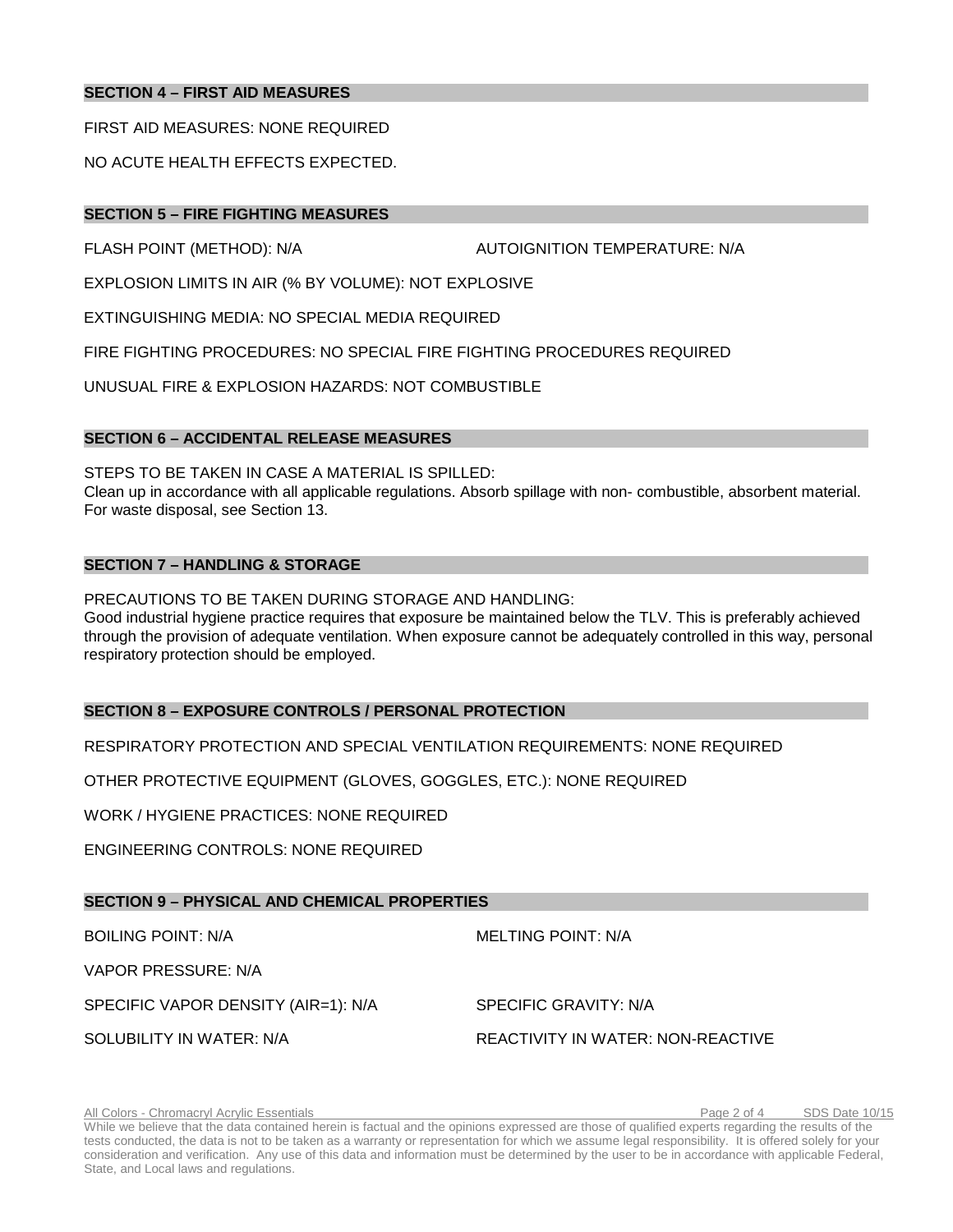## SECTION 4 – FIRST AID MEASURES

FIRST AID MEASURES: NONE REQUIRED

NO ACUTE HEALTH EFFECTS EXPECTED.

## SECTION 5 – FIRE FIGHTING MEASURES

FLASH POINT (METHOD): N/A

AUTOIGNITION TEMPERATURE: N/A

EXPLOSION LIMITS IN AIR (% BY VOLUME): NOT EXPLOSIVE

EXTINGUISHING MEDIA: NO SPECIAL MEDIA REQUIRED

FIRE FIGHTING PROCEDURES: NO SPECIAL FIRE FIGHTING PROCEDURES REQUIRED

UNUSUAL FIRE & EXPLOSION HAZARDS: NOT COMBUSTIBLE

## SECTION 6 – ACCIDENTAL RELEASE MEASURES

STEPS TO BE TAKEN IN CASE A MATERIAL IS SPILLED:
Clean up in accordance with all applicable regulations. Absorb spillage with non- combustible, absorbent material. For waste disposal, see Section 13.

## SECTION 7 – HANDLING & STORAGE

PRECAUTIONS TO BE TAKEN DURING STORAGE AND HANDLING:
Good industrial hygiene practice requires that exposure be maintained below the TLV. This is preferably achieved through the provision of adequate ventilation. When exposure cannot be adequately controlled in this way, personal respiratory protection should be employed.

## SECTION 8 – EXPOSURE CONTROLS / PERSONAL PROTECTION

RESPIRATORY PROTECTION AND SPECIAL VENTILATION REQUIREMENTS: NONE REQUIRED

OTHER PROTECTIVE EQUIPMENT (GLOVES, GOGGLES, ETC.): NONE REQUIRED

WORK / HYGIENE PRACTICES: NONE REQUIRED

ENGINEERING CONTROLS: NONE REQUIRED

## SECTION 9 – PHYSICAL AND CHEMICAL PROPERTIES

BOILING POINT: N/A

MELTING POINT: N/A

VAPOR PRESSURE: N/A

SPECIFIC VAPOR DENSITY (AIR=1): N/A

SPECIFIC GRAVITY: N/A

SOLUBILITY IN WATER: N/A

REACTIVITY IN WATER: NON-REACTIVE

While we believe that the data contained herein is factual and the opinions expressed are those of qualified experts regarding the results of the tests conducted, the data is not to be taken as a warranty or representation for which we assume legal responsibility. It is offered solely for your consideration and verification. Any use of this data and information must be determined by the user to be in accordance with applicable Federal, State, and Local laws and regulations.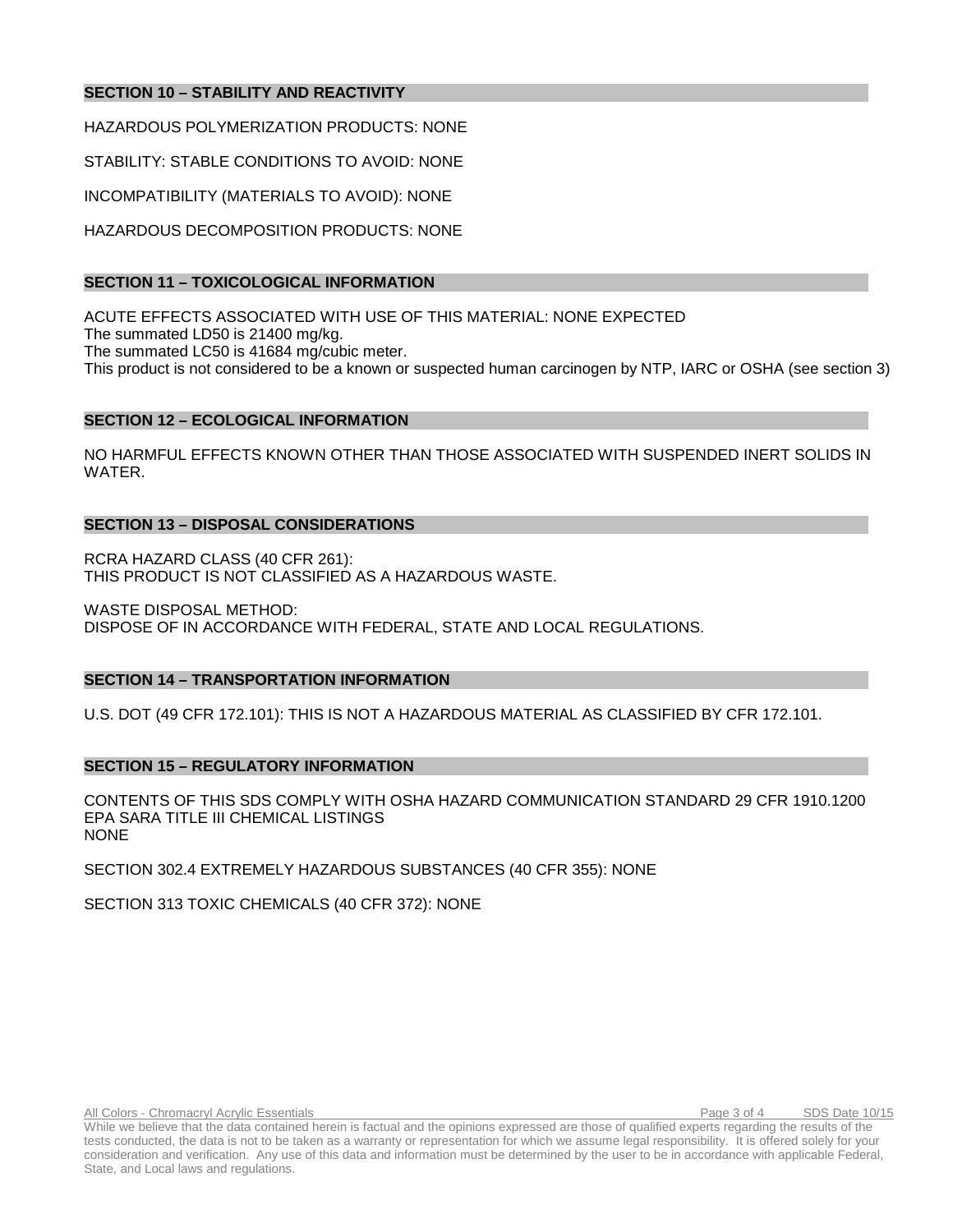## SECTION 10 – STABILITY AND REACTIVITY

HAZARDOUS POLYMERIZATION PRODUCTS: NONE

STABILITY: STABLE CONDITIONS TO AVOID: NONE

INCOMPATIBILITY (MATERIALS TO AVOID): NONE

HAZARDOUS DECOMPOSITION PRODUCTS: NONE

## SECTION 11 – TOXICOLOGICAL INFORMATION

ACUTE EFFECTS ASSOCIATED WITH USE OF THIS MATERIAL: NONE EXPECTED
The summated LD50 is 21400 mg/kg.
The summated LC50 is 41684 mg/cubic meter.
This product is not considered to be a known or suspected human carcinogen by NTP, IARC or OSHA (see section 3)

## SECTION 12 – ECOLOGICAL INFORMATION

NO HARMFUL EFFECTS KNOWN OTHER THAN THOSE ASSOCIATED WITH SUSPENDED INERT SOLIDS IN WATER.

## SECTION 13 – DISPOSAL CONSIDERATIONS

RCRA HAZARD CLASS (40 CFR 261):
THIS PRODUCT IS NOT CLASSIFIED AS A HAZARDOUS WASTE.

WASTE DISPOSAL METHOD:
DISPOSE OF IN ACCORDANCE WITH FEDERAL, STATE AND LOCAL REGULATIONS.

## SECTION 14 – TRANSPORTATION INFORMATION

U.S. DOT (49 CFR 172.101): THIS IS NOT A HAZARDOUS MATERIAL AS CLASSIFIED BY CFR 172.101.

## SECTION 15 – REGULATORY INFORMATION

CONTENTS OF THIS SDS COMPLY WITH OSHA HAZARD COMMUNICATION STANDARD 29 CFR 1910.1200
EPA SARA TITLE III CHEMICAL LISTINGS
NONE

SECTION 302.4 EXTREMELY HAZARDOUS SUBSTANCES (40 CFR 355): NONE

SECTION 313 TOXIC CHEMICALS (40 CFR 372): NONE

While we believe that the data contained herein is factual and the opinions expressed are those of qualified experts regarding the results of the tests conducted, the data is not to be taken as a warranty or representation for which we assume legal responsibility. It is offered solely for your consideration and verification. Any use of this data and information must be determined by the user to be in accordance with applicable Federal, State, and Local laws and regulations.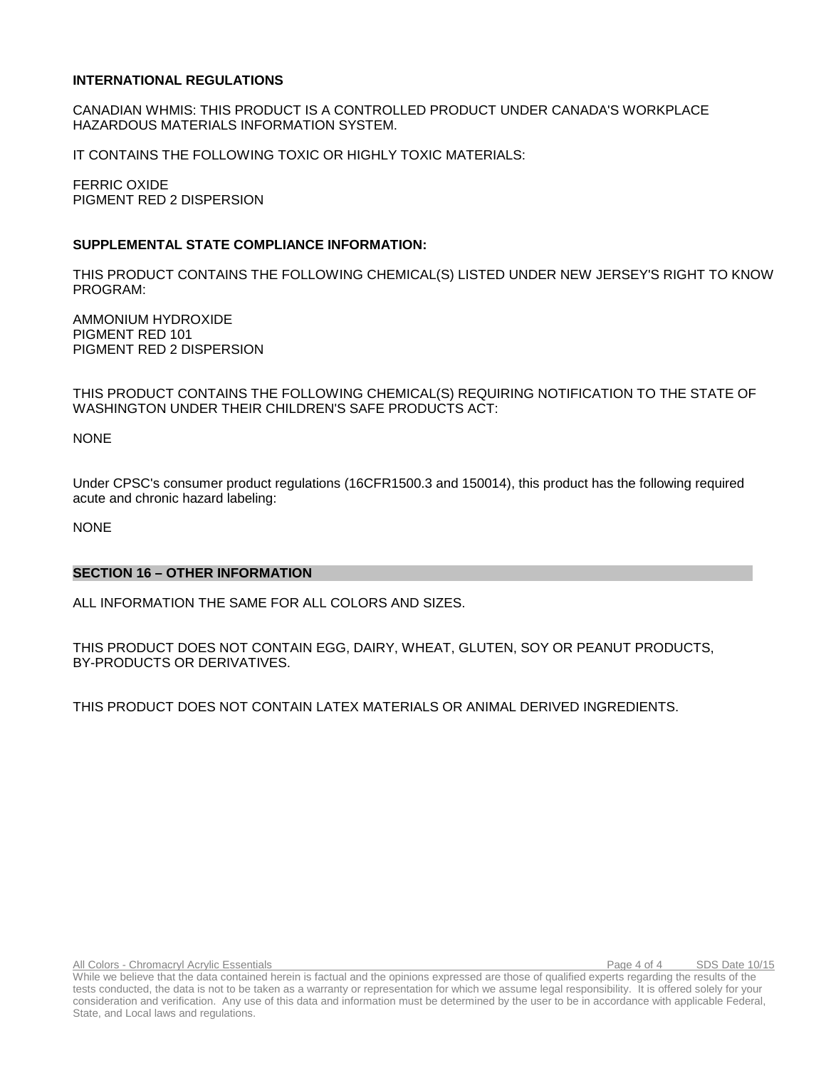**INTERNATIONAL REGULATIONS**

CANADIAN WHMIS: THIS PRODUCT IS A CONTROLLED PRODUCT UNDER CANADA'S WORKPLACE HAZARDOUS MATERIALS INFORMATION SYSTEM.

IT CONTAINS THE FOLLOWING TOXIC OR HIGHLY TOXIC MATERIALS:

FERRIC OXIDE
PIGMENT RED 2 DISPERSION

**SUPPLEMENTAL STATE COMPLIANCE INFORMATION:**

THIS PRODUCT CONTAINS THE FOLLOWING CHEMICAL(S) LISTED UNDER NEW JERSEY'S RIGHT TO KNOW PROGRAM:

AMMONIUM HYDROXIDE
PIGMENT RED 101
PIGMENT RED 2 DISPERSION

THIS PRODUCT CONTAINS THE FOLLOWING CHEMICAL(S) REQUIRING NOTIFICATION TO THE STATE OF WASHINGTON UNDER THEIR CHILDREN'S SAFE PRODUCTS ACT:

NONE

Under CPSC's consumer product regulations (16CFR1500.3 and 150014), this product has the following required acute and chronic hazard labeling:

NONE

## SECTION 16 – OTHER INFORMATION

ALL INFORMATION THE SAME FOR ALL COLORS AND SIZES.

THIS PRODUCT DOES NOT CONTAIN EGG, DAIRY, WHEAT, GLUTEN, SOY OR PEANUT PRODUCTS, BY-PRODUCTS OR DERIVATIVES.

THIS PRODUCT DOES NOT CONTAIN LATEX MATERIALS OR ANIMAL DERIVED INGREDIENTS.

While we believe that the data contained herein is factual and the opinions expressed are those of qualified experts regarding the results of the tests conducted, the data is not to be taken as a warranty or representation for which we assume legal responsibility. It is offered solely for your consideration and verification. Any use of this data and information must be determined by the user to be in accordance with applicable Federal, State, and Local laws and regulations.